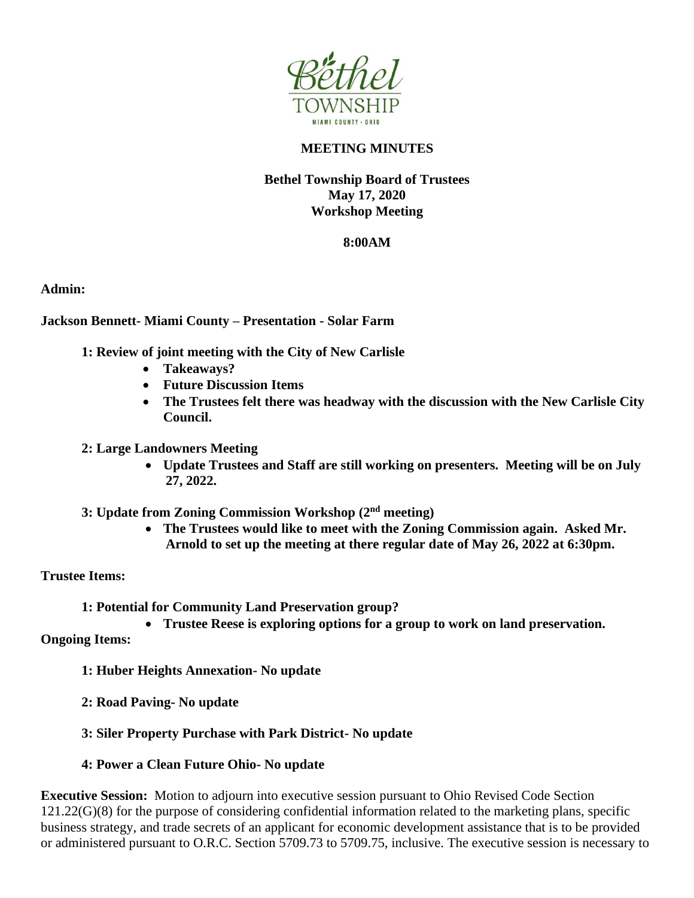Bethel TOWNSHIP
MIAMI COUNTY • OHIO

**MEETING MINUTES**

**Bethel Township Board of Trustees**
**May 17, 2020**
**Workshop Meeting**

**8:00AM**

**Admin:**

**Jackson Bennett- Miami County – Presentation - Solar Farm**

**1: Review of joint meeting with the City of New Carlisle**

- **Takeaways?**
- **Future Discussion Items**
- **The Trustees felt there was headway with the discussion with the New Carlisle City Council.**

**2: Large Landowners Meeting**

- **Update Trustees and Staff are still working on presenters. Meeting will be on July 27, 2022.**

**3: Update from Zoning Commission Workshop (2nd meeting)**

- **The Trustees would like to meet with the Zoning Commission again. Asked Mr. Arnold to set up the meeting at there regular date of May 26, 2022 at 6:30pm.**

**Trustee Items:**

**1: Potential for Community Land Preservation group?**

- **Trustee Reese is exploring options for a group to work on land preservation.**

**Ongoing Items:**

**1: Huber Heights Annexation- No update**

**2: Road Paving- No update**

**3: Siler Property Purchase with Park District- No update**

**4: Power a Clean Future Ohio- No update**

**Executive Session:** Motion to adjourn into executive session pursuant to Ohio Revised Code Section 121.22(G)(8) for the purpose of considering confidential information related to the marketing plans, specific business strategy, and trade secrets of an applicant for economic development assistance that is to be provided or administered pursuant to O.R.C. Section 5709.73 to 5709.75, inclusive. The executive session is necessary to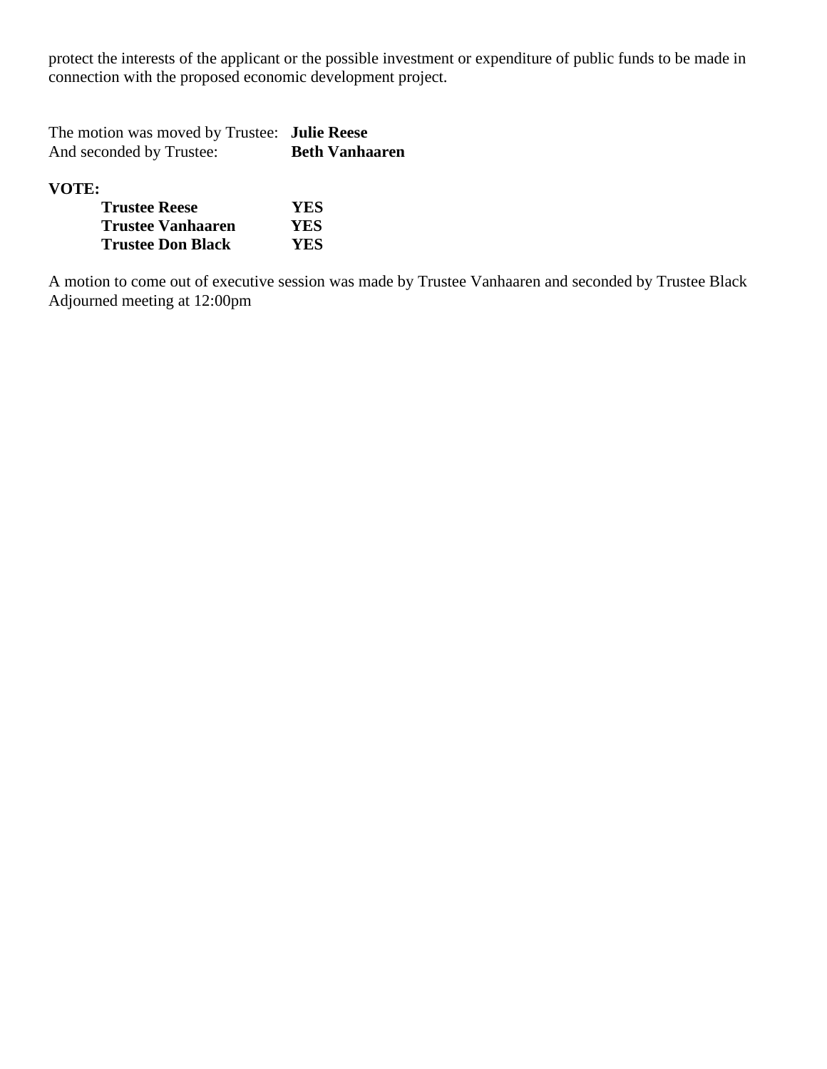protect the interests of the applicant or the possible investment or expenditure of public funds to be made in connection with the proposed economic development project.

The motion was moved by Trustee: **Julie Reese**
And seconded by Trustee: **Beth Vanhaaren**

**VOTE:**

| | |
|---|---|
| **Trustee Reese** | **YES** |
| **Trustee Vanhaaren** | **YES** |
| **Trustee Don Black** | **YES** |

A motion to come out of executive session was made by Trustee Vanhaaren and seconded by Trustee Black
Adjourned meeting at 12:00pm